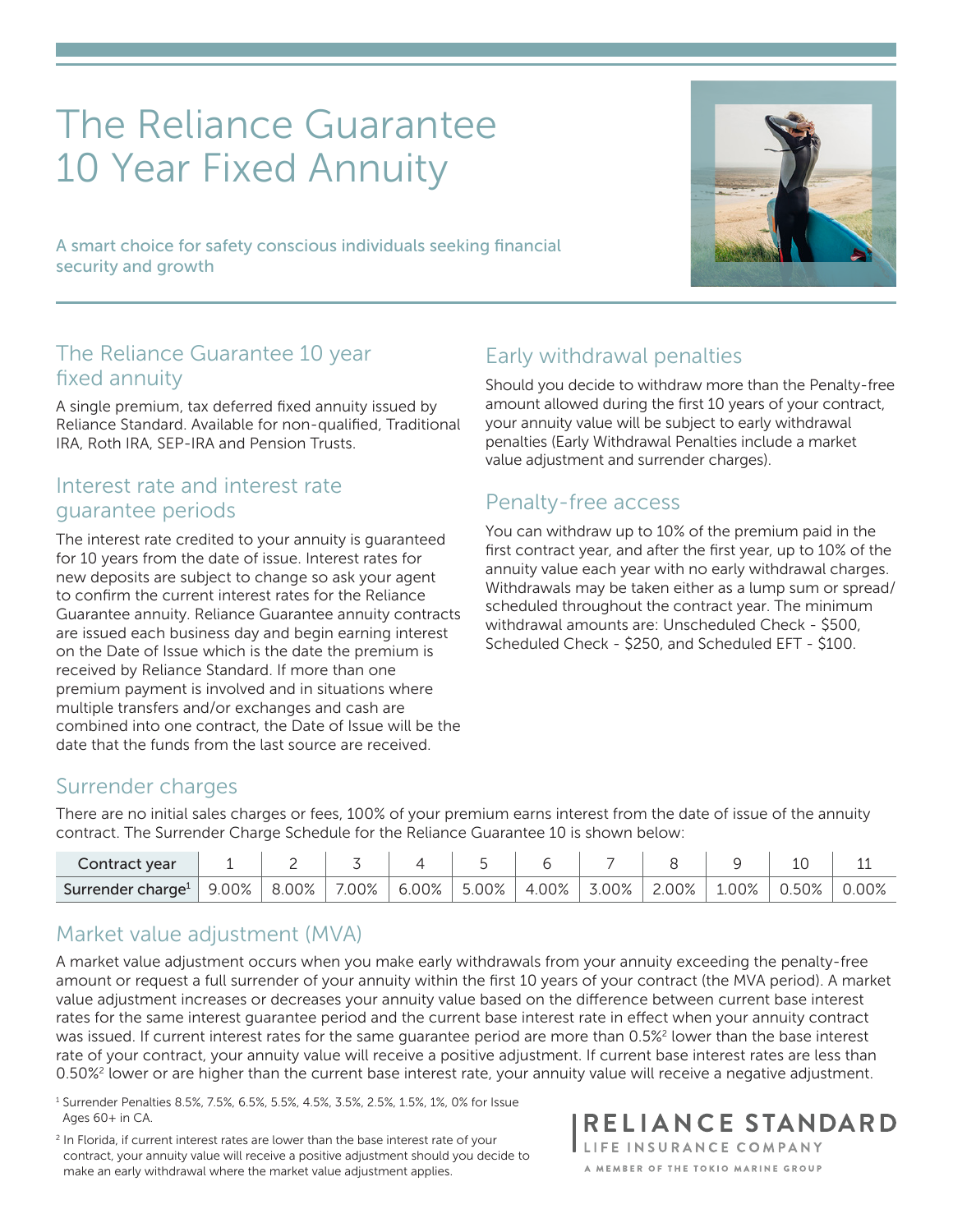# The Reliance Guarantee 10 Year Fixed Annuity

A smart choice for safety conscious individuals seeking financial security and growth

## The Reliance Guarantee 10 year fixed annuity

A single premium, tax deferred fixed annuity issued by Reliance Standard. Available for non-qualified, Traditional IRA, Roth IRA, SEP-IRA and Pension Trusts.

## Interest rate and interest rate guarantee periods

The interest rate credited to your annuity is guaranteed for 10 years from the date of issue. Interest rates for new deposits are subject to change so ask your agent to confirm the current interest rates for the Reliance Guarantee annuity. Reliance Guarantee annuity contracts are issued each business day and begin earning interest on the Date of Issue which is the date the premium is received by Reliance Standard. If more than one premium payment is involved and in situations where multiple transfers and/or exchanges and cash are combined into one contract, the Date of Issue will be the date that the funds from the last source are received.

## Early withdrawal penalties

Should you decide to withdraw more than the Penalty-free amount allowed during the first 10 years of your contract, your annuity value will be subject to early withdrawal penalties (Early Withdrawal Penalties include a market value adjustment and surrender charges).

## Penalty-free access

You can withdraw up to 10% of the premium paid in the first contract year, and after the first year, up to 10% of the annuity value each year with no early withdrawal charges. Withdrawals may be taken either as a lump sum or spread/scheduled throughout the contract year. The minimum withdrawal amounts are: Unscheduled Check - $500, Scheduled Check - $250, and Scheduled EFT - $100.

## Surrender charges

There are no initial sales charges or fees, 100% of your premium earns interest from the date of issue of the annuity contract. The Surrender Charge Schedule for the Reliance Guarantee 10 is shown below:

| Contract year | 1 | 2 | 3 | 4 | 5 | 6 | 7 | 8 | 9 | 10 | 11 |
|---|---|---|---|---|---|---|---|---|---|---|---|
| Surrender charge[1] | 9.00% | 8.00% | 7.00% | 6.00% | 5.00% | 4.00% | 3.00% | 2.00% | 1.00% | 0.50% | 0.00% |

## Market value adjustment (MVA)

A market value adjustment occurs when you make early withdrawals from your annuity exceeding the penalty-free amount or request a full surrender of your annuity within the first 10 years of your contract (the MVA period). A market value adjustment increases or decreases your annuity value based on the difference between current base interest rates for the same interest guarantee period and the current base interest rate in effect when your annuity contract was issued. If current interest rates for the same guarantee period are more than 0.5%[2] lower than the base interest rate of your contract, your annuity value will receive a positive adjustment. If current base interest rates are less than 0.50%[2] lower or are higher than the current base interest rate, your annuity value will receive a negative adjustment.

[1] Surrender Penalties 8.5%, 7.5%, 6.5%, 5.5%, 4.5%, 3.5%, 2.5%, 1.5%, 1%, 0% for Issue Ages 60+ in CA.

[2] In Florida, if current interest rates are lower than the base interest rate of your contract, your annuity value will receive a positive adjustment should you decide to make an early withdrawal where the market value adjustment applies.

RELIANCE STANDARD
LIFE INSURANCE COMPANY
A MEMBER OF THE TOKIO MARINE GROUP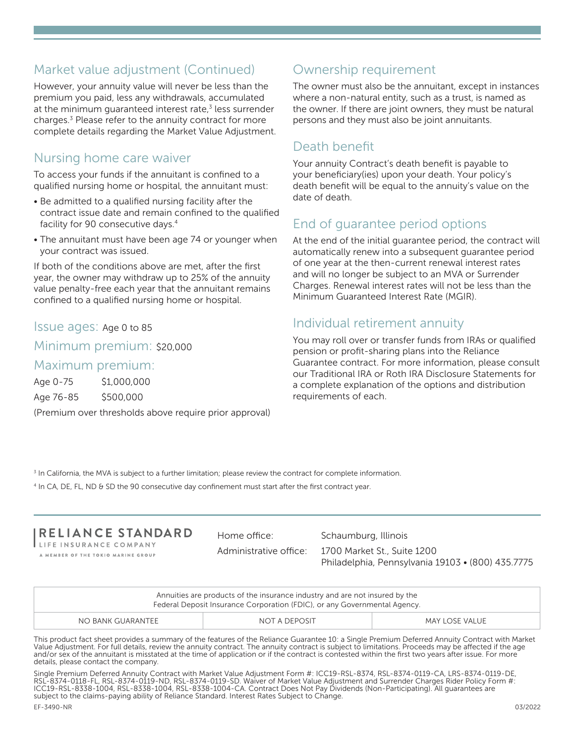## Market value adjustment (Continued)

However, your annuity value will never be less than the premium you paid, less any withdrawals, accumulated at the minimum guaranteed interest rate,[3] less surrender charges.[3] Please refer to the annuity contract for more complete details regarding the Market Value Adjustment.

## Nursing home care waiver

To access your funds if the annuitant is confined to a qualified nursing home or hospital, the annuitant must:

- Be admitted to a qualified nursing facility after the contract issue date and remain confined to the qualified facility for 90 consecutive days.[4]
- The annuitant must have been age 74 or younger when your contract was issued.

If both of the conditions above are met, after the first year, the owner may withdraw up to 25% of the annuity value penalty-free each year that the annuitant remains confined to a qualified nursing home or hospital.

## Issue ages: Age 0 to 85

## Minimum premium: $20,000

## Maximum premium:

| | |
|---|---|
| Age 0-75 | $1,000,000 |
| Age 76-85 | $500,000 |

(Premium over thresholds above require prior approval)

## Ownership requirement

The owner must also be the annuitant, except in instances where a non-natural entity, such as a trust, is named as the owner. If there are joint owners, they must be natural persons and they must also be joint annuitants.

## Death benefit

Your annuity Contract's death benefit is payable to your beneficiary(ies) upon your death. Your policy's death benefit will be equal to the annuity's value on the date of death.

## End of guarantee period options

At the end of the initial guarantee period, the contract will automatically renew into a subsequent guarantee period of one year at the then-current renewal interest rates and will no longer be subject to an MVA or Surrender Charges. Renewal interest rates will not be less than the Minimum Guaranteed Interest Rate (MGIR).

## Individual retirement annuity

You may roll over or transfer funds from IRAs or qualified pension or profit-sharing plans into the Reliance Guarantee contract. For more information, please consult our Traditional IRA or Roth IRA Disclosure Statements for a complete explanation of the options and distribution requirements of each.

[3] In California, the MVA is subject to a further limitation; please review the contract for complete information.

[4] In CA, DE, FL, ND & SD the 90 consecutive day confinement must start after the first contract year.

**RELIANCE STANDARD**
LIFE INSURANCE COMPANY
A MEMBER OF THE TOKIO MARINE GROUP

Home office: Schaumburg, Illinois

Administrative office: 1700 Market St., Suite 1200
Philadelphia, Pennsylvania 19103 • (800) 435.7775

| Annuities are products of the insurance industry and are not insured by the Federal Deposit Insurance Corporation (FDIC), or any Governmental Agency. | | |
|---|---|---|
| NO BANK GUARANTEE | NOT A DEPOSIT | MAY LOSE VALUE |

This product fact sheet provides a summary of the features of the Reliance Guarantee 10: a Single Premium Deferred Annuity Contract with Market Value Adjustment. For full details, review the annuity contract. The annuity contract is subject to limitations. Proceeds may be affected if the age and/or sex of the annuitant is misstated at the time of application or if the contract is contested within the first two years after issue. For more details, please contact the company.

Single Premium Deferred Annuity Contract with Market Value Adjustment Form #: ICC19-RSL-8374, RSL-8374-0119-CA, LRS-8374-0119-DE, RSL-8374-0118-FL, RSL-8374-0119-ND, RSL-8374-0119-SD. Waiver of Market Value Adjustment and Surrender Charges Rider Policy Form #: ICC19-RSL-8338-1004, RSL-8338-1004, RSL-8338-1004-CA. Contract Does Not Pay Dividends (Non-Participating). All guarantees are subject to the claims-paying ability of Reliance Standard. Interest Rates Subject to Change.

EF-3490-NR 03/2022